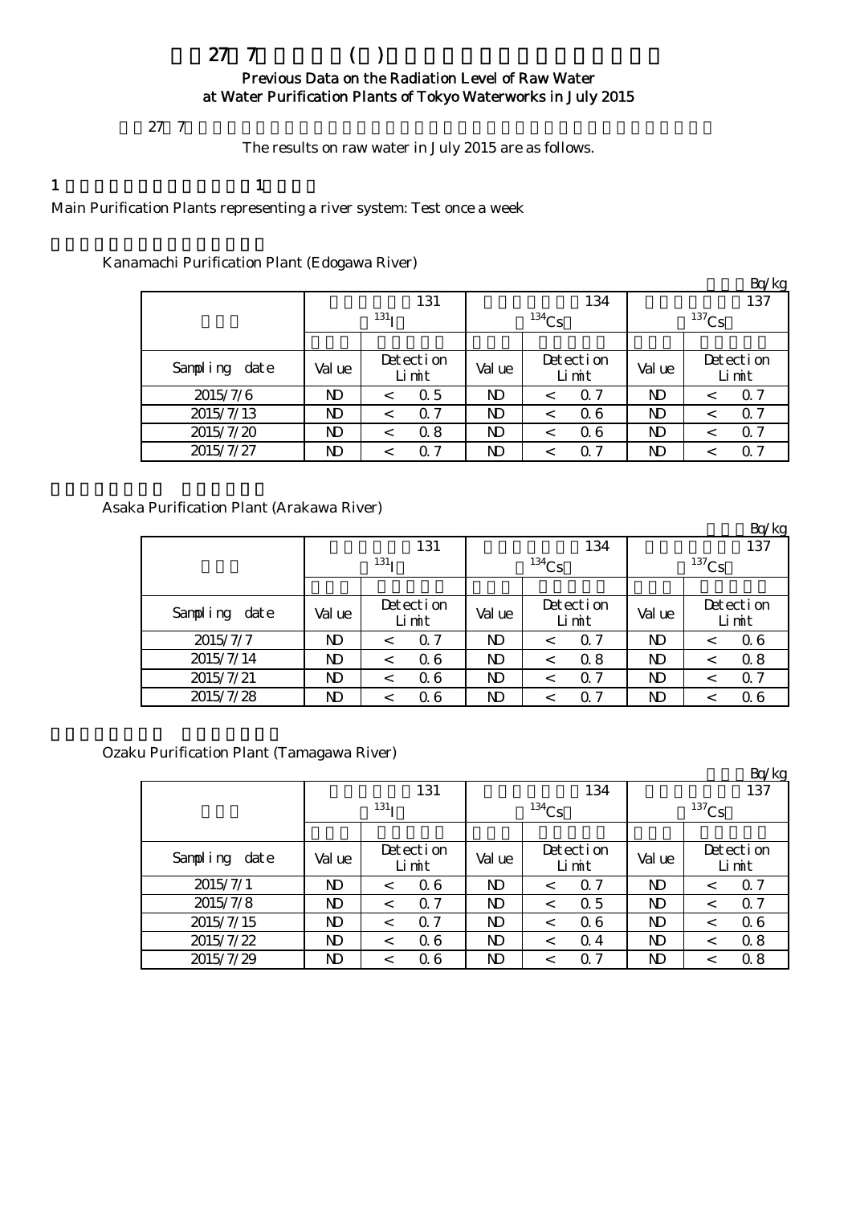# 27 7 ( )

## Previous Data on the Radiation Level of Raw Water at Water Purification Plants of Tokyo Waterworks in July 2015

27 7

The results on raw water in July 2015 are as follows.

1 1

Main Purification Plants representing a river system: Test once a week

Kanamachi Purification Plant (Edogawa River)

Bq/kg

| | 131 $^{131}$I | | | 134 $^{134}$Cs | | | 137 $^{137}$Cs | | |
|---|---|---|---|---|---|---|---|---|---|
| Sampling date | Value | Detection Limit | | Value | Detection Limit | | Value | Detection Limit | |
| 2015/7/6 | ND | < | 0.5 | ND | < | 0.7 | ND | < | 0.7 |
| 2015/7/13 | ND | < | 0.7 | ND | < | 0.6 | ND | < | 0.7 |
| 2015/7/20 | ND | < | 0.8 | ND | < | 0.6 | ND | < | 0.7 |
| 2015/7/27 | ND | < | 0.7 | ND | < | 0.7 | ND | < | 0.7 |

Asaka Purification Plant (Arakawa River)

Bq/kg

| | 131 $^{131}$I | | | 134 $^{134}$Cs | | | 137 $^{137}$Cs | | |
|---|---|---|---|---|---|---|---|---|---|
| Sampling date | Value | Detection Limit | | Value | Detection Limit | | Value | Detection Limit | |
| 2015/7/7 | ND | < | 0.7 | ND | < | 0.7 | ND | < | 0.6 |
| 2015/7/14 | ND | < | 0.6 | ND | < | 0.8 | ND | < | 0.8 |
| 2015/7/21 | ND | < | 0.6 | ND | < | 0.7 | ND | < | 0.7 |
| 2015/7/28 | ND | < | 0.6 | ND | < | 0.7 | ND | < | 0.6 |

Ozaku Purification Plant (Tamagawa River)

Bq/kg

| | 131 $^{131}$I | | | 134 $^{134}$Cs | | | 137 $^{137}$Cs | | |
|---|---|---|---|---|---|---|---|---|---|
| Sampling date | Value | Detection Limit | | Value | Detection Limit | | Value | Detection Limit | |
| 2015/7/1 | ND | < | 0.6 | ND | < | 0.7 | ND | < | 0.7 |
| 2015/7/8 | ND | < | 0.7 | ND | < | 0.5 | ND | < | 0.7 |
| 2015/7/15 | ND | < | 0.7 | ND | < | 0.6 | ND | < | 0.6 |
| 2015/7/22 | ND | < | 0.6 | ND | < | 0.4 | ND | < | 0.8 |
| 2015/7/29 | ND | < | 0.6 | ND | < | 0.7 | ND | < | 0.8 |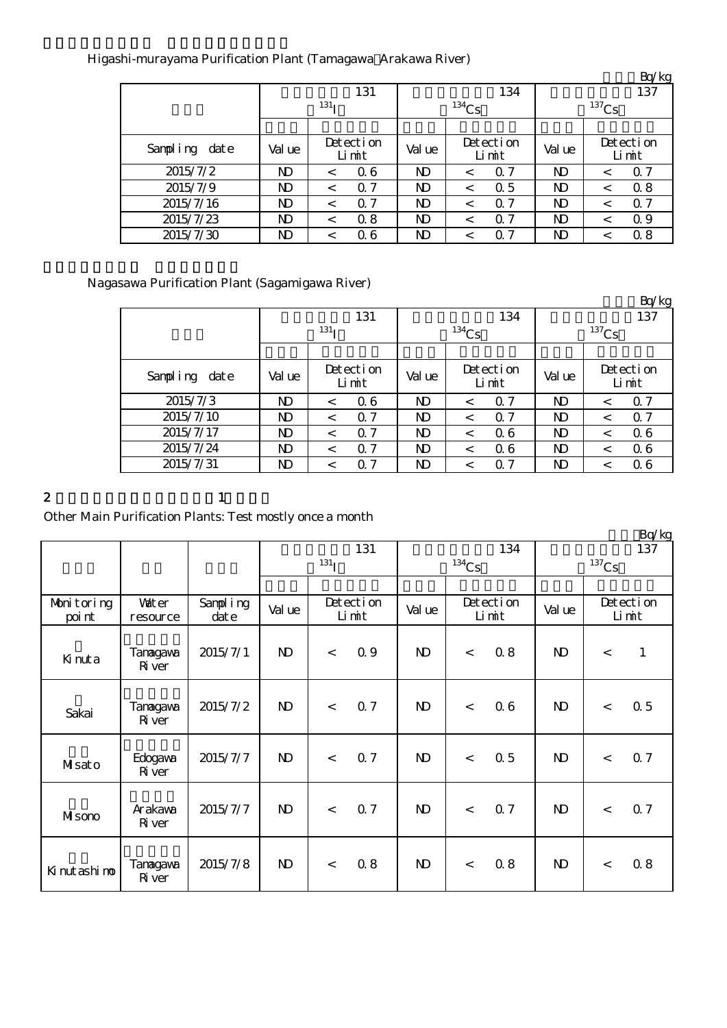Higashi-murayama Purification Plant (Tamagawa Arakawa River)

Bq/kg

| | 131 ($^{131}I$) | | 134 ($^{134}Cs$) | | 137 ($^{137}Cs$) | |
|---|---|---|---|---|---|---|
| Sampling date | Value | Detection Limit | Value | Detection Limit | Value | Detection Limit |
| 2015/7/2 | ND | < 0.6 | ND | < 0.7 | ND | < 0.7 |
| 2015/7/9 | ND | < 0.7 | ND | < 0.5 | ND | < 0.8 |
| 2015/7/16 | ND | < 0.7 | ND | < 0.7 | ND | < 0.7 |
| 2015/7/23 | ND | < 0.8 | ND | < 0.7 | ND | < 0.9 |
| 2015/7/30 | ND | < 0.6 | ND | < 0.7 | ND | < 0.8 |

Nagasawa Purification Plant (Sagamigawa River)

Bq/kg

| | 131 ($^{131}I$) | | 134 ($^{134}Cs$) | | 137 ($^{137}Cs$) | |
|---|---|---|---|---|---|---|
| Sampling date | Value | Detection Limit | Value | Detection Limit | Value | Detection Limit |
| 2015/7/3 | ND | < 0.6 | ND | < 0.7 | ND | < 0.7 |
| 2015/7/10 | ND | < 0.7 | ND | < 0.7 | ND | < 0.7 |
| 2015/7/17 | ND | < 0.7 | ND | < 0.6 | ND | < 0.6 |
| 2015/7/24 | ND | < 0.7 | ND | < 0.6 | ND | < 0.6 |
| 2015/7/31 | ND | < 0.7 | ND | < 0.7 | ND | < 0.6 |

2 1

Other Main Purification Plants: Test mostly once a month

Bq/kg

| | | | 131 ($^{131}I$) | | 134 ($^{134}Cs$) | | 137 ($^{137}Cs$) | |
|---|---|---|---|---|---|---|---|---|
| Monitoring point | Water resource | Sampling date | Value | Detection Limit | Value | Detection Limit | Value | Detection Limit |
| Kinuta | Tamagawa River | 2015/7/1 | ND | < 0.9 | ND | < 0.8 | ND | < 1 |
| Sakai | Tamagawa River | 2015/7/2 | ND | < 0.7 | ND | < 0.6 | ND | < 0.5 |
| Misato | Edogawa River | 2015/7/7 | ND | < 0.7 | ND | < 0.5 | ND | < 0.7 |
| Misono | Arakawa River | 2015/7/7 | ND | < 0.7 | ND | < 0.7 | ND | < 0.7 |
| Kinutashimo | Tamagawa River | 2015/7/8 | ND | < 0.8 | ND | < 0.8 | ND | < 0.8 |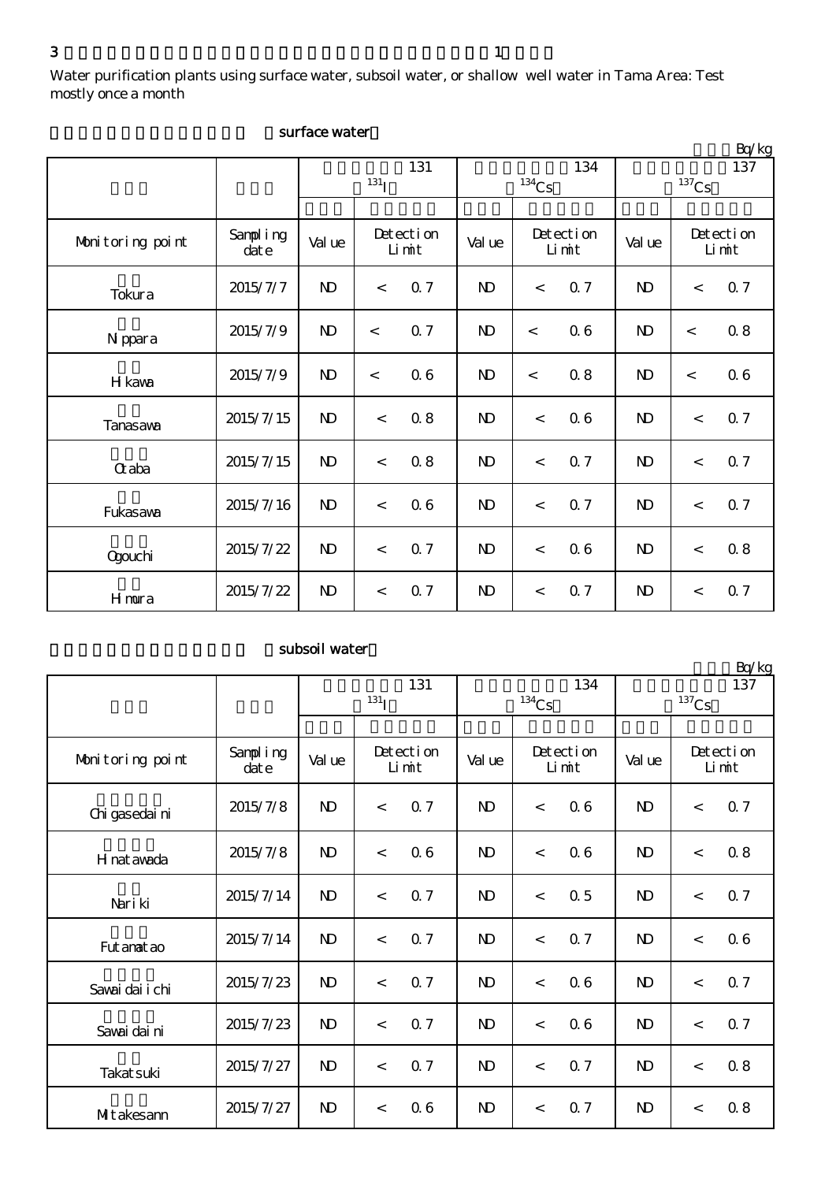3 1

Water purification plants using surface water, subsoil water, or shallow well water in Tama Area: Test mostly once a month

surface water

Bq/kg

| | | 131 $^{131}I$ | | | 134 $^{134}Cs$ | | | 137 $^{137}Cs$ | | |
|---|---|---|---|---|---|---|---|---|---|---|
| Monitoring point | Sampling date | Value | Detection Limit | | Value | Detection Limit | | Value | Detection Limit | |
| Tokura | 2015/7/7 | ND | < | 0.7 | ND | < | 0.7 | ND | < | 0.7 |
| Nippara | 2015/7/9 | ND | < | 0.7 | ND | < | 0.6 | ND | < | 0.8 |
| Hikawa | 2015/7/9 | ND | < | 0.6 | ND | < | 0.8 | ND | < | 0.6 |
| Tanasawa | 2015/7/15 | ND | < | 0.8 | ND | < | 0.6 | ND | < | 0.7 |
| Otaba | 2015/7/15 | ND | < | 0.8 | ND | < | 0.7 | ND | < | 0.7 |
| Fukasawa | 2015/7/16 | ND | < | 0.6 | ND | < | 0.7 | ND | < | 0.7 |
| Ogouchi | 2015/7/22 | ND | < | 0.7 | ND | < | 0.6 | ND | < | 0.8 |
| Himura | 2015/7/22 | ND | < | 0.7 | ND | < | 0.7 | ND | < | 0.7 |

subsoil water

Bq/kg

| | | 131 $^{131}I$ | | | 134 $^{134}Cs$ | | | 137 $^{137}Cs$ | | |
|---|---|---|---|---|---|---|---|---|---|---|
| Monitoring point | Sampling date | Value | Detection Limit | | Value | Detection Limit | | Value | Detection Limit | |
| Chigasedaini | 2015/7/8 | ND | < | 0.7 | ND | < | 0.6 | ND | < | 0.7 |
| Hinatawada | 2015/7/8 | ND | < | 0.6 | ND | < | 0.6 | ND | < | 0.8 |
| Nariki | 2015/7/14 | ND | < | 0.7 | ND | < | 0.5 | ND | < | 0.7 |
| Futamatao | 2015/7/14 | ND | < | 0.7 | ND | < | 0.7 | ND | < | 0.6 |
| Sawaidaiichi | 2015/7/23 | ND | < | 0.7 | ND | < | 0.6 | ND | < | 0.7 |
| Sawaidaini | 2015/7/23 | ND | < | 0.7 | ND | < | 0.6 | ND | < | 0.7 |
| Takatsuki | 2015/7/27 | ND | < | 0.7 | ND | < | 0.7 | ND | < | 0.8 |
| Mitakesann | 2015/7/27 | ND | < | 0.6 | ND | < | 0.7 | ND | < | 0.8 |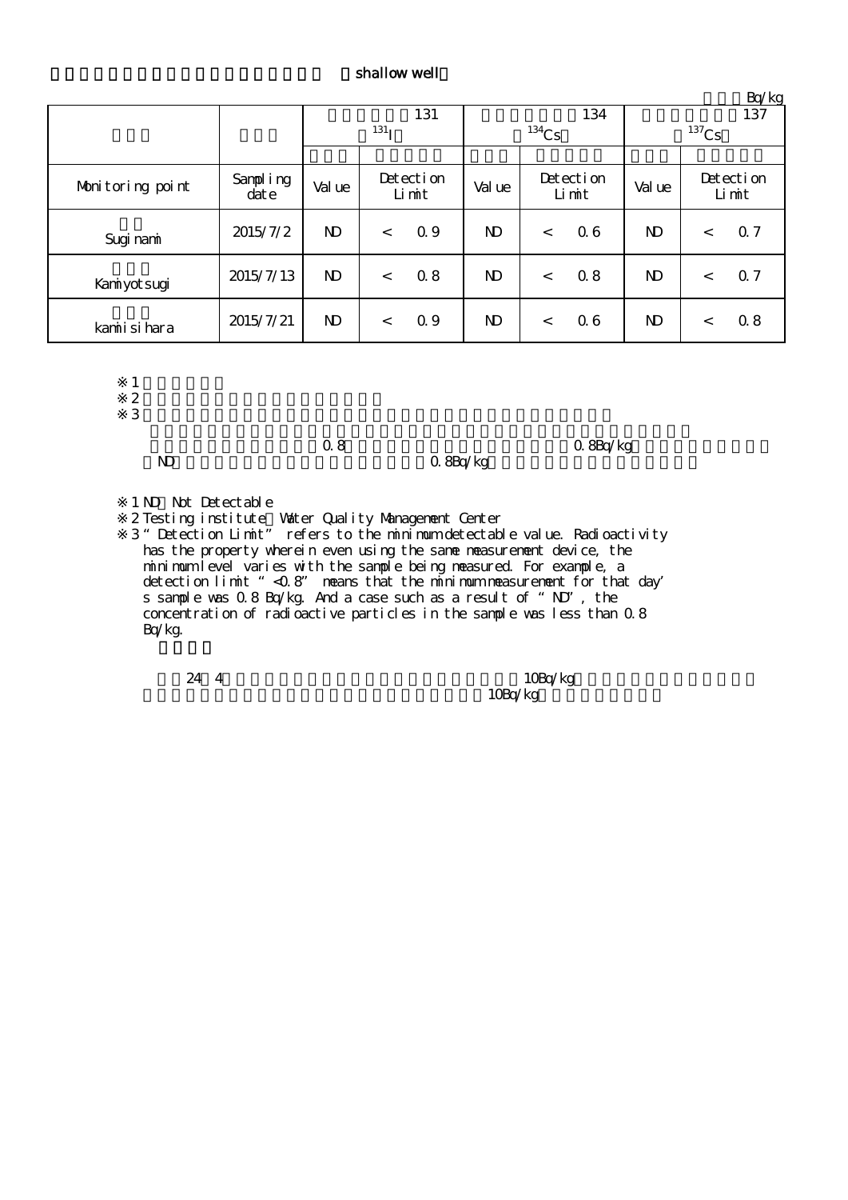（shallow well）

Bq/kg

| | | 131 ($^{131}I$) | | 134 ($^{134}Cs$) | | 137 ($^{137}Cs$) | |
|---|---|---|---|---|---|---|---|
| Monitoring point | Sampling date | Value | Detection Limit | Value | Detection Limit | Value | Detection Limit |
| Suginami | 2015/7/2 | ND | < 0.9 | ND | < 0.6 | ND | < 0.7 |
| Kamiyotsugi | 2015/7/13 | ND | < 0.8 | ND | < 0.8 | ND | < 0.7 |
| kamiisihara | 2015/7/21 | ND | < 0.9 | ND | < 0.6 | ND | < 0.8 |

※1

※2

※3

0.8　0.8Bq/kg

ND　0.8Bq/kg

※1 ND：Not Detectable

※2 Testing institute：Water Quality Management Center

※3 "Detection Limit" refers to the minimum detectable value. Radioactivity has the property wherein even using the same measurement device, the minimum level varies with the sample being measured. For example, a detection limit "<0.8" means that the minimum measurement for that day's sample was 0.8 Bq/kg. And a case such as a result of "ND", the concentration of radioactive particles in the sample was less than 0.8 Bq/kg.

24 4　10Bq/kg

10Bq/kg